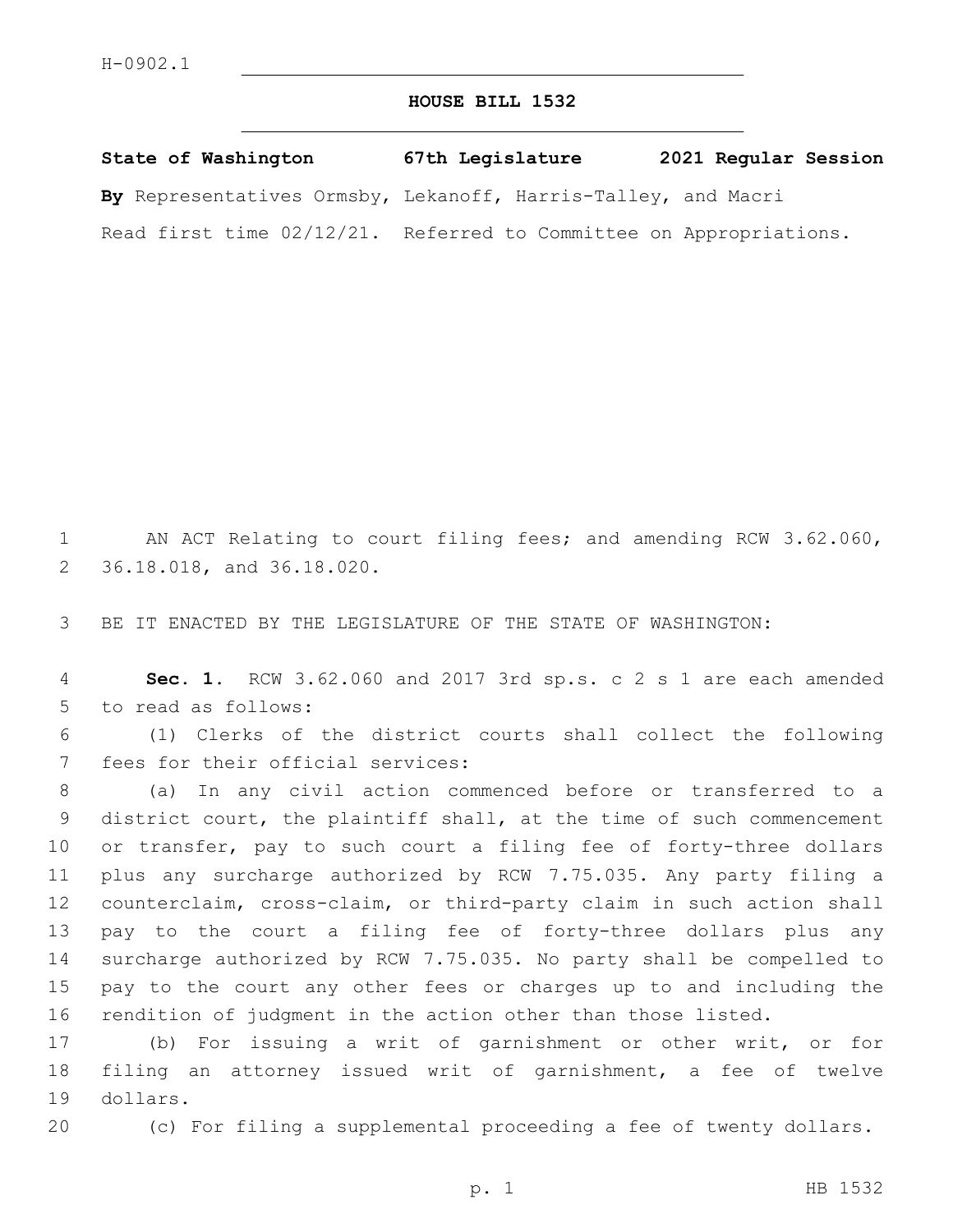H-0902.1

# HOUSE BILL 1532

**State of Washington 67th Legislature 2021 Regular Session**

**By** Representatives Ormsby, Lekanoff, Harris-Talley, and Macri

Read first time 02/12/21. Referred to Committee on Appropriations.

AN ACT Relating to court filing fees; and amending RCW 3.62.060, 36.18.018, and 36.18.020.

BE IT ENACTED BY THE LEGISLATURE OF THE STATE OF WASHINGTON:

**Sec. 1.** RCW 3.62.060 and 2017 3rd sp.s. c 2 s 1 are each amended to read as follows:

(1) Clerks of the district courts shall collect the following fees for their official services:

(a) In any civil action commenced before or transferred to a district court, the plaintiff shall, at the time of such commencement or transfer, pay to such court a filing fee of forty-three dollars plus any surcharge authorized by RCW 7.75.035. Any party filing a counterclaim, cross-claim, or third-party claim in such action shall pay to the court a filing fee of forty-three dollars plus any surcharge authorized by RCW 7.75.035. No party shall be compelled to pay to the court any other fees or charges up to and including the rendition of judgment in the action other than those listed.

(b) For issuing a writ of garnishment or other writ, or for filing an attorney issued writ of garnishment, a fee of twelve dollars.

(c) For filing a supplemental proceeding a fee of twenty dollars.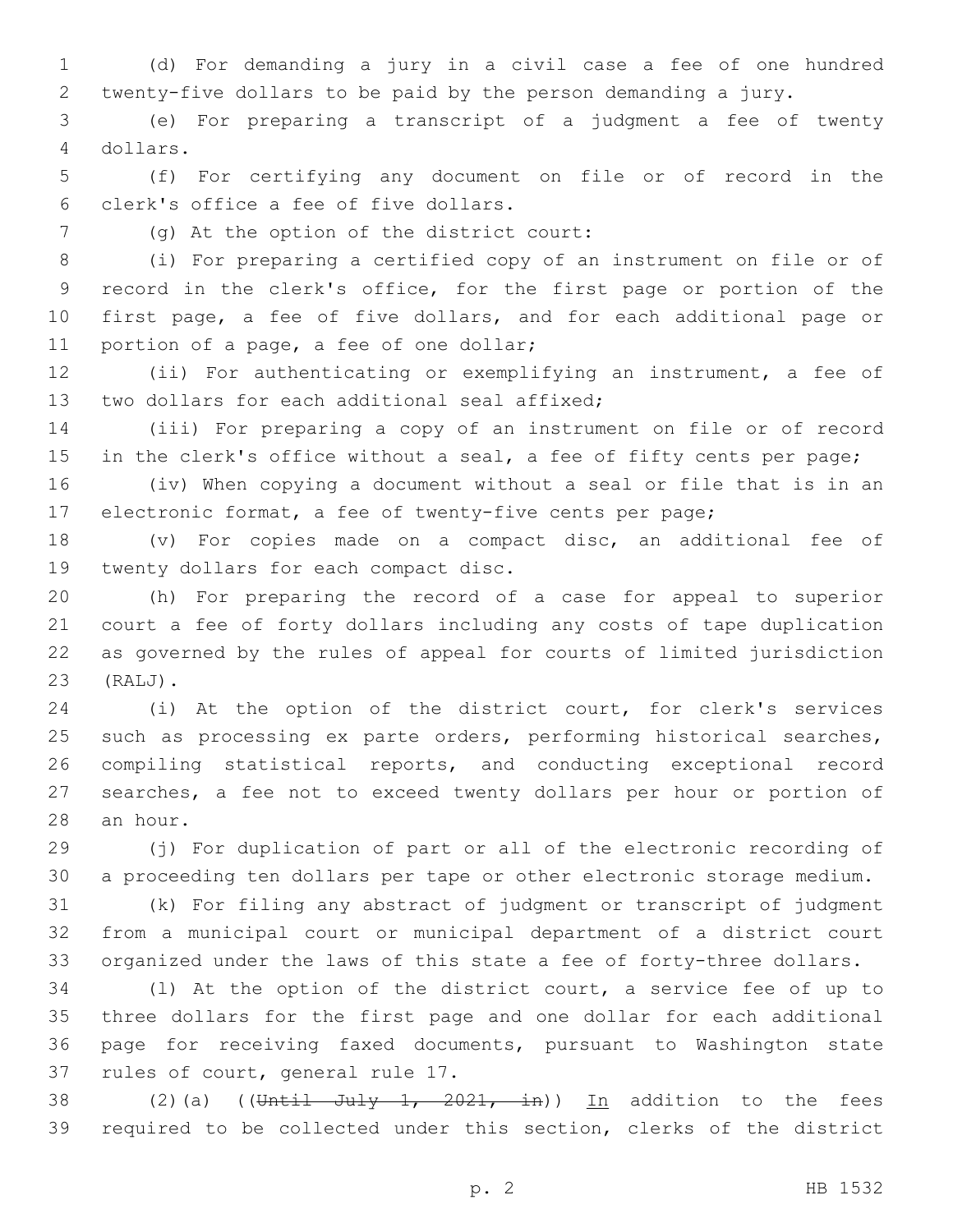(d) For demanding a jury in a civil case a fee of one hundred twenty-five dollars to be paid by the person demanding a jury.

(e) For preparing a transcript of a judgment a fee of twenty dollars.

(f) For certifying any document on file or of record in the clerk's office a fee of five dollars.

(g) At the option of the district court:

(i) For preparing a certified copy of an instrument on file or of record in the clerk's office, for the first page or portion of the first page, a fee of five dollars, and for each additional page or portion of a page, a fee of one dollar;

(ii) For authenticating or exemplifying an instrument, a fee of two dollars for each additional seal affixed;

(iii) For preparing a copy of an instrument on file or of record in the clerk's office without a seal, a fee of fifty cents per page;

(iv) When copying a document without a seal or file that is in an electronic format, a fee of twenty-five cents per page;

(v) For copies made on a compact disc, an additional fee of twenty dollars for each compact disc.

(h) For preparing the record of a case for appeal to superior court a fee of forty dollars including any costs of tape duplication as governed by the rules of appeal for courts of limited jurisdiction (RALJ).

(i) At the option of the district court, for clerk's services such as processing ex parte orders, performing historical searches, compiling statistical reports, and conducting exceptional record searches, a fee not to exceed twenty dollars per hour or portion of an hour.

(j) For duplication of part or all of the electronic recording of a proceeding ten dollars per tape or other electronic storage medium.

(k) For filing any abstract of judgment or transcript of judgment from a municipal court or municipal department of a district court organized under the laws of this state a fee of forty-three dollars.

(l) At the option of the district court, a service fee of up to three dollars for the first page and one dollar for each additional page for receiving faxed documents, pursuant to Washington state rules of court, general rule 17.

(2)(a) ((~~Until July 1, 2021, in~~)) In addition to the fees required to be collected under this section, clerks of the district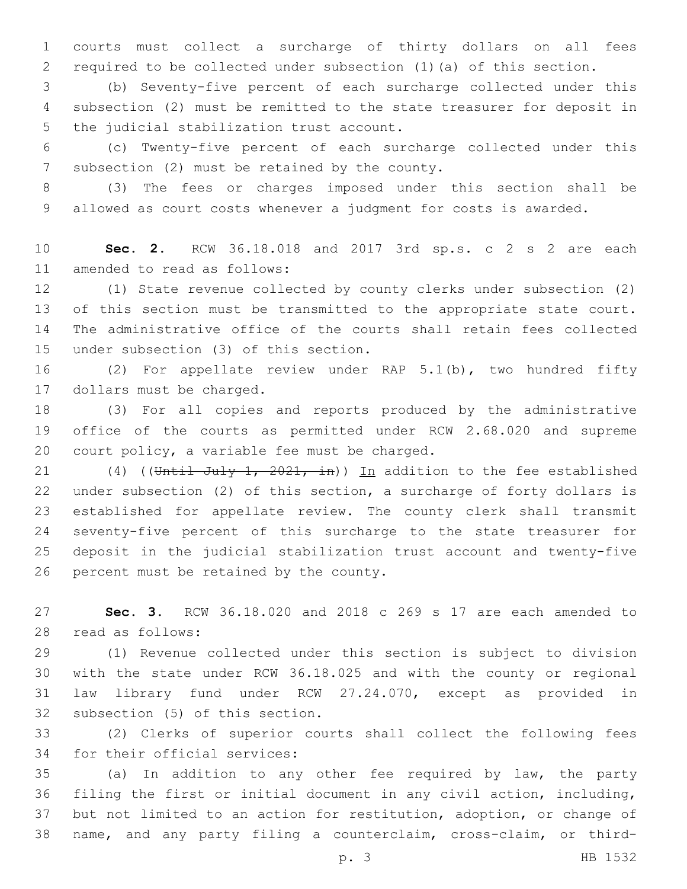courts must collect a surcharge of thirty dollars on all fees required to be collected under subsection (1)(a) of this section.

(b) Seventy-five percent of each surcharge collected under this subsection (2) must be remitted to the state treasurer for deposit in the judicial stabilization trust account.

(c) Twenty-five percent of each surcharge collected under this subsection (2) must be retained by the county.

(3) The fees or charges imposed under this section shall be allowed as court costs whenever a judgment for costs is awarded.

**Sec. 2.** RCW 36.18.018 and 2017 3rd sp.s. c 2 s 2 are each amended to read as follows:

(1) State revenue collected by county clerks under subsection (2) of this section must be transmitted to the appropriate state court. The administrative office of the courts shall retain fees collected under subsection (3) of this section.

(2) For appellate review under RAP 5.1(b), two hundred fifty dollars must be charged.

(3) For all copies and reports produced by the administrative office of the courts as permitted under RCW 2.68.020 and supreme court policy, a variable fee must be charged.

(4) ((~~Until July 1, 2021, in~~)) In addition to the fee established under subsection (2) of this section, a surcharge of forty dollars is established for appellate review. The county clerk shall transmit seventy-five percent of this surcharge to the state treasurer for deposit in the judicial stabilization trust account and twenty-five percent must be retained by the county.

**Sec. 3.** RCW 36.18.020 and 2018 c 269 s 17 are each amended to read as follows:

(1) Revenue collected under this section is subject to division with the state under RCW 36.18.025 and with the county or regional law library fund under RCW 27.24.070, except as provided in subsection (5) of this section.

(2) Clerks of superior courts shall collect the following fees for their official services:

(a) In addition to any other fee required by law, the party filing the first or initial document in any civil action, including, but not limited to an action for restitution, adoption, or change of name, and any party filing a counterclaim, cross-claim, or third-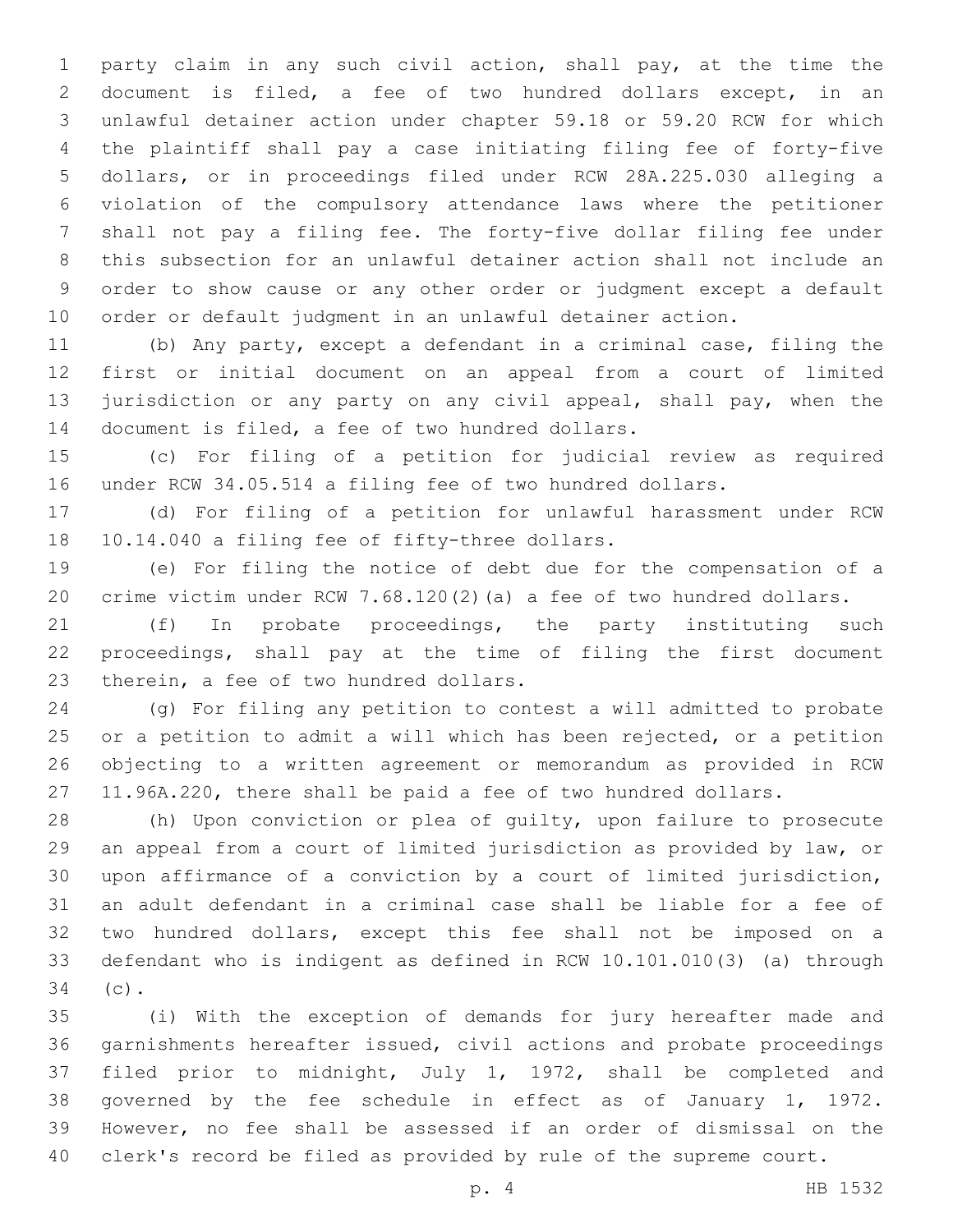party claim in any such civil action, shall pay, at the time the document is filed, a fee of two hundred dollars except, in an unlawful detainer action under chapter 59.18 or 59.20 RCW for which the plaintiff shall pay a case initiating filing fee of forty-five dollars, or in proceedings filed under RCW 28A.225.030 alleging a violation of the compulsory attendance laws where the petitioner shall not pay a filing fee. The forty-five dollar filing fee under this subsection for an unlawful detainer action shall not include an order to show cause or any other order or judgment except a default order or default judgment in an unlawful detainer action.

(b) Any party, except a defendant in a criminal case, filing the first or initial document on an appeal from a court of limited jurisdiction or any party on any civil appeal, shall pay, when the document is filed, a fee of two hundred dollars.

(c) For filing of a petition for judicial review as required under RCW 34.05.514 a filing fee of two hundred dollars.

(d) For filing of a petition for unlawful harassment under RCW 10.14.040 a filing fee of fifty-three dollars.

(e) For filing the notice of debt due for the compensation of a crime victim under RCW 7.68.120(2)(a) a fee of two hundred dollars.

(f) In probate proceedings, the party instituting such proceedings, shall pay at the time of filing the first document therein, a fee of two hundred dollars.

(g) For filing any petition to contest a will admitted to probate or a petition to admit a will which has been rejected, or a petition objecting to a written agreement or memorandum as provided in RCW 11.96A.220, there shall be paid a fee of two hundred dollars.

(h) Upon conviction or plea of guilty, upon failure to prosecute an appeal from a court of limited jurisdiction as provided by law, or upon affirmance of a conviction by a court of limited jurisdiction, an adult defendant in a criminal case shall be liable for a fee of two hundred dollars, except this fee shall not be imposed on a defendant who is indigent as defined in RCW 10.101.010(3) (a) through (c).

(i) With the exception of demands for jury hereafter made and garnishments hereafter issued, civil actions and probate proceedings filed prior to midnight, July 1, 1972, shall be completed and governed by the fee schedule in effect as of January 1, 1972. However, no fee shall be assessed if an order of dismissal on the clerk's record be filed as provided by rule of the supreme court.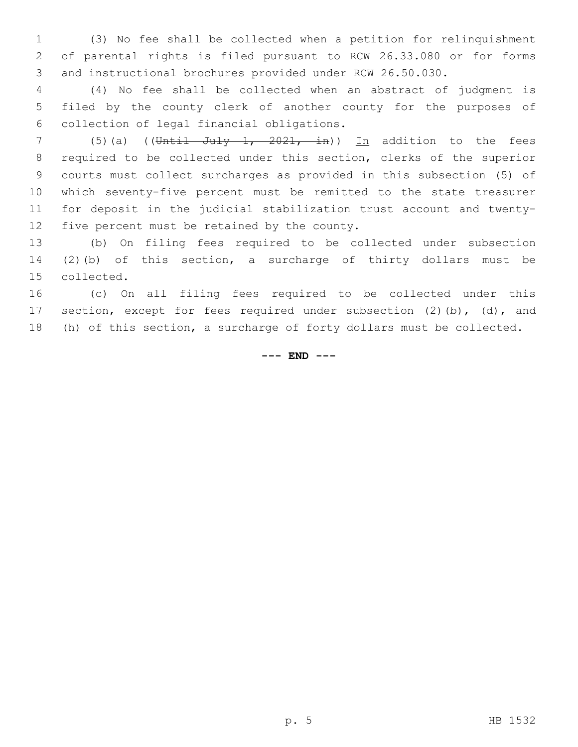(3) No fee shall be collected when a petition for relinquishment of parental rights is filed pursuant to RCW 26.33.080 or for forms and instructional brochures provided under RCW 26.50.030.

(4) No fee shall be collected when an abstract of judgment is filed by the county clerk of another county for the purposes of collection of legal financial obligations.

(5)(a) ((~~Until July 1, 2021, in~~)) <u>In</u> addition to the fees required to be collected under this section, clerks of the superior courts must collect surcharges as provided in this subsection (5) of which seventy-five percent must be remitted to the state treasurer for deposit in the judicial stabilization trust account and twenty-five percent must be retained by the county.

(b) On filing fees required to be collected under subsection (2)(b) of this section, a surcharge of thirty dollars must be collected.

(c) On all filing fees required to be collected under this section, except for fees required under subsection (2)(b), (d), and (h) of this section, a surcharge of forty dollars must be collected.

**--- END ---**